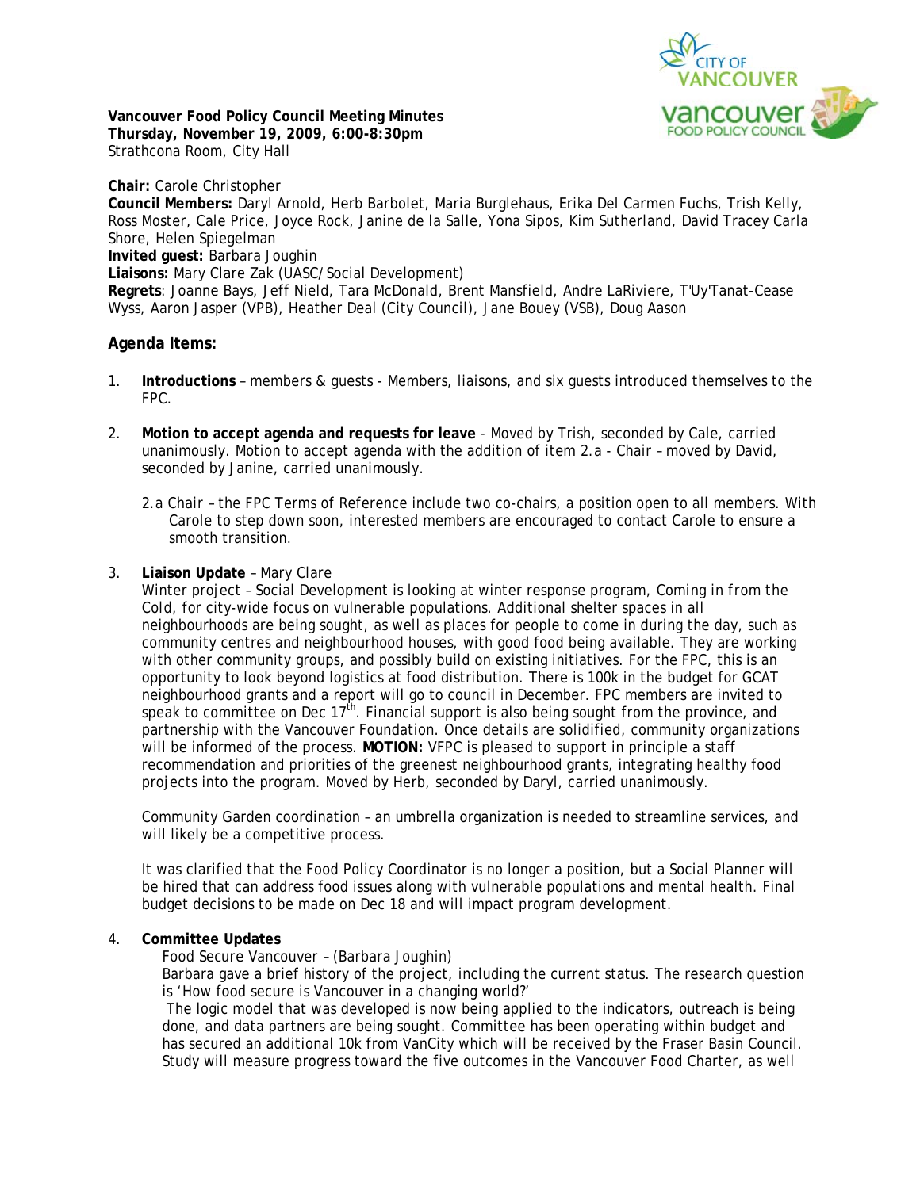**Vancouver Food Policy Council Meeting Minutes**
**Thursday, November 19, 2009, 6:00-8:30pm**
Strathcona Room, City Hall

**Chair:** Carole Christopher
**Council Members:** Daryl Arnold, Herb Barbolet, Maria Burglehaus, Erika Del Carmen Fuchs, Trish Kelly, Ross Moster, Cale Price, Joyce Rock, Janine de la Salle, Yona Sipos, Kim Sutherland, David Tracey Carla Shore, Helen Spiegelman
**Invited guest:** Barbara Joughin
**Liaisons:** Mary Clare Zak (UASC/Social Development)
**Regrets**: Joanne Bays, Jeff Nield, Tara McDonald, Brent Mansfield, Andre LaRiviere, T'Uy'Tanat-Cease Wyss, Aaron Jasper (VPB), Heather Deal (City Council), Jane Bouey (VSB), Doug Aason

## Agenda Items:

1. **Introductions** – members & guests - Members, liaisons, and six guests introduced themselves to the FPC.

2. **Motion to accept agenda and requests for leave** - Moved by Trish, seconded by Cale, carried unanimously. Motion to accept agenda with the addition of item 2.a - Chair – moved by David, seconded by Janine, carried unanimously.

   2.a Chair – the FPC Terms of Reference include two co-chairs, a position open to all members. With Carole to step down soon, interested members are encouraged to contact Carole to ensure a smooth transition.

3. **Liaison Update** – Mary Clare

   Winter project – Social Development is looking at winter response program, *Coming in from the Cold*, for city-wide focus on vulnerable populations. Additional shelter spaces in all neighbourhoods are being sought, as well as places for people to come in during the day, such as community centres and neighbourhood houses, with good food being available. They are working with other community groups, and possibly build on existing initiatives. For the FPC, this is an opportunity to look beyond logistics at food distribution. There is 100k in the budget for GCAT neighbourhood grants and a report will go to council in December. FPC members are invited to speak to committee on Dec 17th. Financial support is also being sought from the province, and partnership with the Vancouver Foundation. Once details are solidified, community organizations will be informed of the process. **MOTION:** VFPC is pleased to support in principle a staff recommendation and priorities of the greenest neighbourhood grants, integrating healthy food projects into the program. Moved by Herb, seconded by Daryl, carried unanimously.

   Community Garden coordination – an umbrella organization is needed to streamline services, and will likely be a competitive process.

   It was clarified that the Food Policy Coordinator is no longer a position, but a Social Planner will be hired that can address food issues along with vulnerable populations and mental health. Final budget decisions to be made on Dec 18 and will impact program development.

4. **Committee Updates**

   Food Secure Vancouver – (Barbara Joughin)

   Barbara gave a brief history of the project, including the current status. The research question is 'How food secure is Vancouver in a changing world?'

   The logic model that was developed is now being applied to the indicators, outreach is being done, and data partners are being sought. Committee has been operating within budget and has secured an additional 10k from VanCity which will be received by the Fraser Basin Council. Study will measure progress toward the five outcomes in the Vancouver Food Charter, as well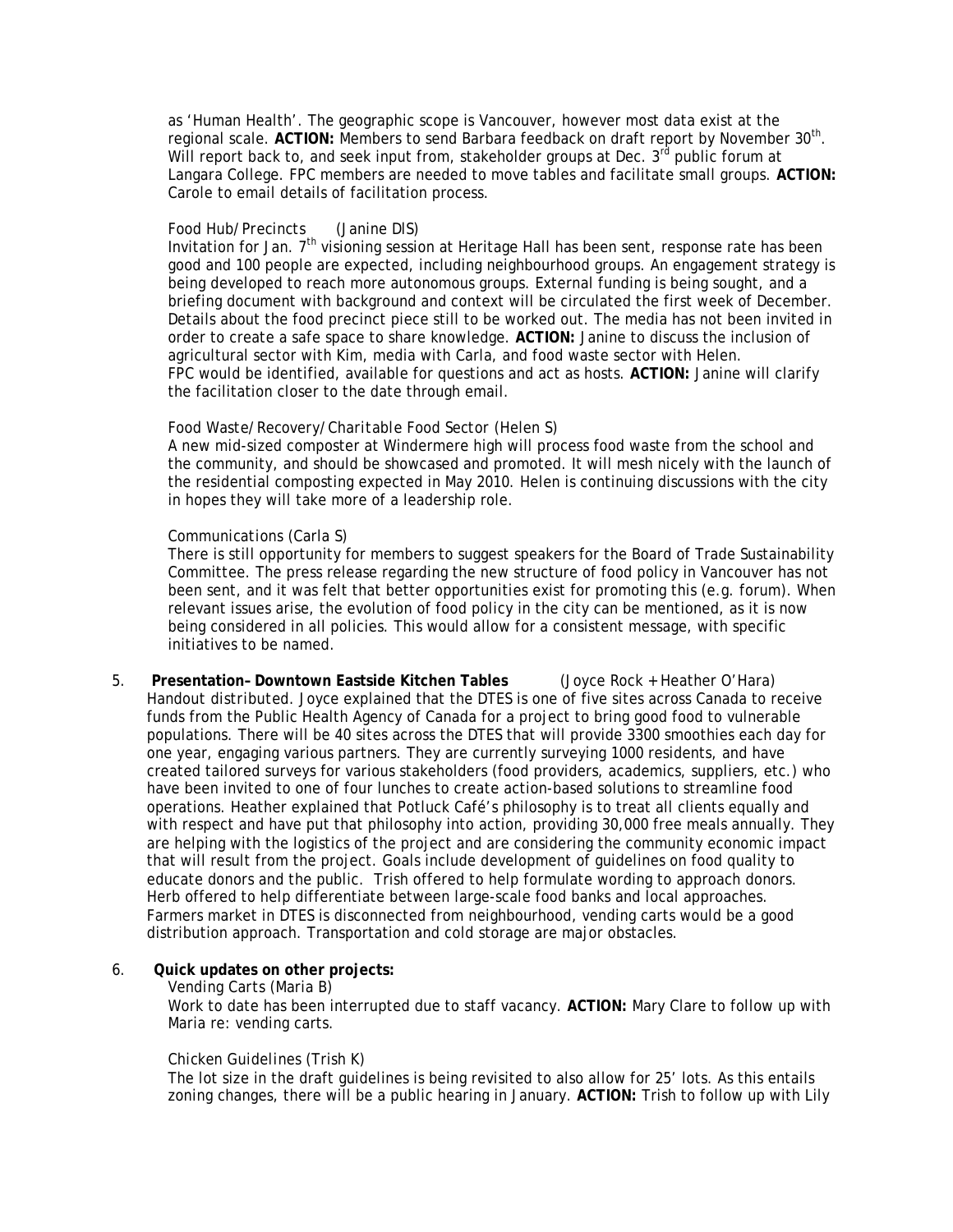as 'Human Health'. The geographic scope is Vancouver, however most data exist at the regional scale. **ACTION:** Members to send Barbara feedback on draft report by November 30th. Will report back to, and seek input from, stakeholder groups at Dec. 3rd public forum at Langara College. FPC members are needed to move tables and facilitate small groups. **ACTION:** Carole to email details of facilitation process.

*Food Hub/Precincts (Janine DIS)*
Invitation for Jan. 7th visioning session at Heritage Hall has been sent, response rate has been good and 100 people are expected, including neighbourhood groups. An engagement strategy is being developed to reach more autonomous groups. External funding is being sought, and a briefing document with background and context will be circulated the first week of December. Details about the food precinct piece still to be worked out. The media has not been invited in order to create a safe space to share knowledge. **ACTION:** Janine to discuss the inclusion of agricultural sector with Kim, media with Carla, and food waste sector with Helen. FPC would be identified, available for questions and act as hosts. **ACTION:** Janine will clarify the facilitation closer to the date through email.

*Food Waste/Recovery/Charitable Food Sector (Helen S)*
A new mid-sized composter at Windermere high will process food waste from the school and the community, and should be showcased and promoted. It will mesh nicely with the launch of the residential composting expected in May 2010. Helen is continuing discussions with the city in hopes they will take more of a leadership role.

*Communications (Carla S)*
There is still opportunity for members to suggest speakers for the Board of Trade Sustainability Committee. The press release regarding the new structure of food policy in Vancouver has not been sent, and it was felt that better opportunities exist for promoting this (e.g. forum). When relevant issues arise, the evolution of food policy in the city can be mentioned, as it is now being considered in all policies. This would allow for a consistent message, with specific initiatives to be named.

5. **Presentation– Downtown Eastside Kitchen Tables** *(Joyce Rock + Heather O'Hara)*
*Handout distributed.* Joyce explained that the DTES is one of five sites across Canada to receive funds from the Public Health Agency of Canada for a project to bring good food to vulnerable populations. There will be 40 sites across the DTES that will provide 3300 smoothies each day for one year, engaging various partners. They are currently surveying 1000 residents, and have created tailored surveys for various stakeholders (food providers, academics, suppliers, etc.) who have been invited to one of four lunches to create action-based solutions to streamline food operations. Heather explained that Potluck Café's philosophy is to treat all clients equally and with respect and have put that philosophy into action, providing 30,000 free meals annually. They are helping with the logistics of the project and are considering the community economic impact that will result from the project. Goals include development of guidelines on food quality to educate donors and the public. Trish offered to help formulate wording to approach donors. Herb offered to help differentiate between large-scale food banks and local approaches. Farmers market in DTES is disconnected from neighbourhood, vending carts would be a good distribution approach. Transportation and cold storage are major obstacles.

6. **Quick updates on other projects:**

*Vending Carts (Maria B)*
Work to date has been interrupted due to staff vacancy. **ACTION:** Mary Clare to follow up with Maria re: vending carts.

*Chicken Guidelines (Trish K)*
The lot size in the draft guidelines is being revisited to also allow for 25' lots. As this entails zoning changes, there will be a public hearing in January. **ACTION:** Trish to follow up with Lily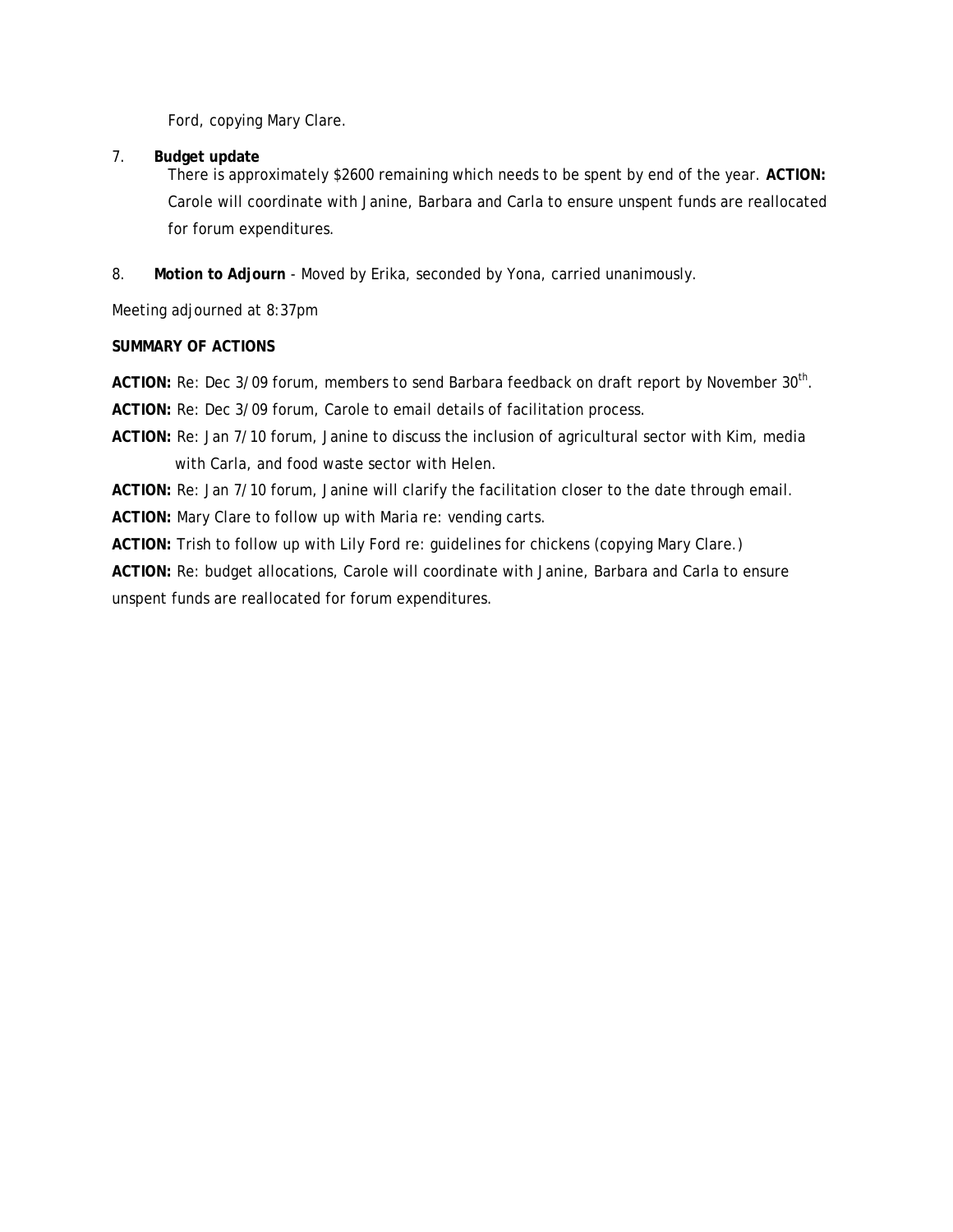Ford, copying Mary Clare.

7. **Budget update**
   There is approximately $2600 remaining which needs to be spent by end of the year. **ACTION:** Carole will coordinate with Janine, Barbara and Carla to ensure unspent funds are reallocated for forum expenditures.

8. **Motion to Adjourn** - Moved by Erika, seconded by Yona, carried unanimously.

Meeting adjourned at 8:37pm

**SUMMARY OF ACTIONS**

**ACTION:** Re: Dec 3/09 forum, members to send Barbara feedback on draft report by November 30th.

**ACTION:** Re: Dec 3/09 forum, Carole to email details of facilitation process.

**ACTION:** Re: Jan 7/10 forum, Janine to discuss the inclusion of agricultural sector with Kim, media with Carla, and food waste sector with Helen.

**ACTION:** Re: Jan 7/10 forum, Janine will clarify the facilitation closer to the date through email.

**ACTION:** Mary Clare to follow up with Maria re: vending carts.

**ACTION:** Trish to follow up with Lily Ford re: guidelines for chickens (copying Mary Clare.)

**ACTION:** Re: budget allocations, Carole will coordinate with Janine, Barbara and Carla to ensure unspent funds are reallocated for forum expenditures.